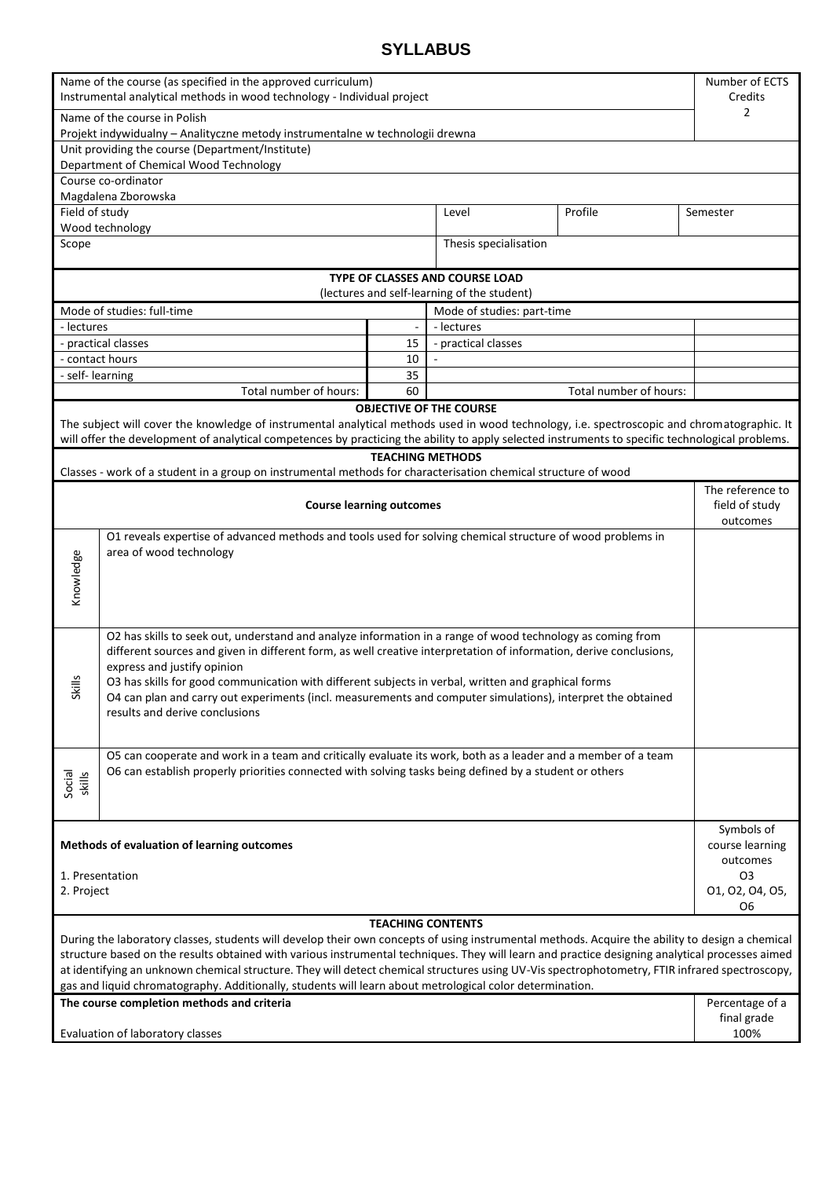# SYLLABUS

| Name of the course (as specified in the approved curriculum)<br>Instrumental analytical methods in wood technology - Individual project | | | | Number of ECTS Credits |
|---|---|---|---|---|
| Name of the course in Polish<br>Projekt indywidualny – Analityczne metody instrumentalne w technologii drewna | | | | 2 |
| Unit providing the course (Department/Institute)<br>Department of Chemical Wood Technology | | | | |
| Course co-ordinator<br>Magdalena Zborowska | | | | |
| Field of study<br>Wood technology | | Level | Profile | Semester |
| Scope | | Thesis specialisation | | |

## TYPE OF CLASSES AND COURSE LOAD
(lectures and self-learning of the student)

| Mode of studies: full-time | | Mode of studies: part-time | |
|---|---|---|---|
| - lectures | - | - lectures | |
| - practical classes | 15 | - practical classes | |
| - contact hours | 10 | - | |
| - self- learning | 35 | | |
| Total number of hours: | 60 | Total number of hours: | |

## OBJECTIVE OF THE COURSE

The subject will cover the knowledge of instrumental analytical methods used in wood technology, i.e. spectroscopic and chromatographic. It will offer the development of analytical competences by practicing the ability to apply selected instruments to specific technological problems.

## TEACHING METHODS

Classes - work of a student in a group on instrumental methods for characterisation chemical structure of wood

| | Course learning outcomes | The reference to field of study outcomes |
|---|---|---|
| Knowledge | O1 reveals expertise of advanced methods and tools used for solving chemical structure of wood problems in area of wood technology | |
| Skills | O2 has skills to seek out, understand and analyze information in a range of wood technology as coming from different sources and given in different form, as well creative interpretation of information, derive conclusions, express and justify opinion<br>O3 has skills for good communication with different subjects in verbal, written and graphical forms<br>O4 can plan and carry out experiments (incl. measurements and computer simulations), interpret the obtained results and derive conclusions | |
| Social skills | O5 can cooperate and work in a team and critically evaluate its work, both as a leader and a member of a team<br>O6 can establish properly priorities connected with solving tasks being defined by a student or others | |

| Methods of evaluation of learning outcomes | Symbols of course learning outcomes |
|---|---|
| 1. Presentation | O3 |
| 2. Project | O1, O2, O4, O5, O6 |

## TEACHING CONTENTS

During the laboratory classes, students will develop their own concepts of using instrumental methods. Acquire the ability to design a chemical structure based on the results obtained with various instrumental techniques. They will learn and practice designing analytical processes aimed at identifying an unknown chemical structure. They will detect chemical structures using UV-Vis spectrophotometry, FTIR infrared spectroscopy, gas and liquid chromatography. Additionally, students will learn about metrological color determination.

| The course completion methods and criteria | Percentage of a final grade |
|---|---|
| Evaluation of laboratory classes | 100% |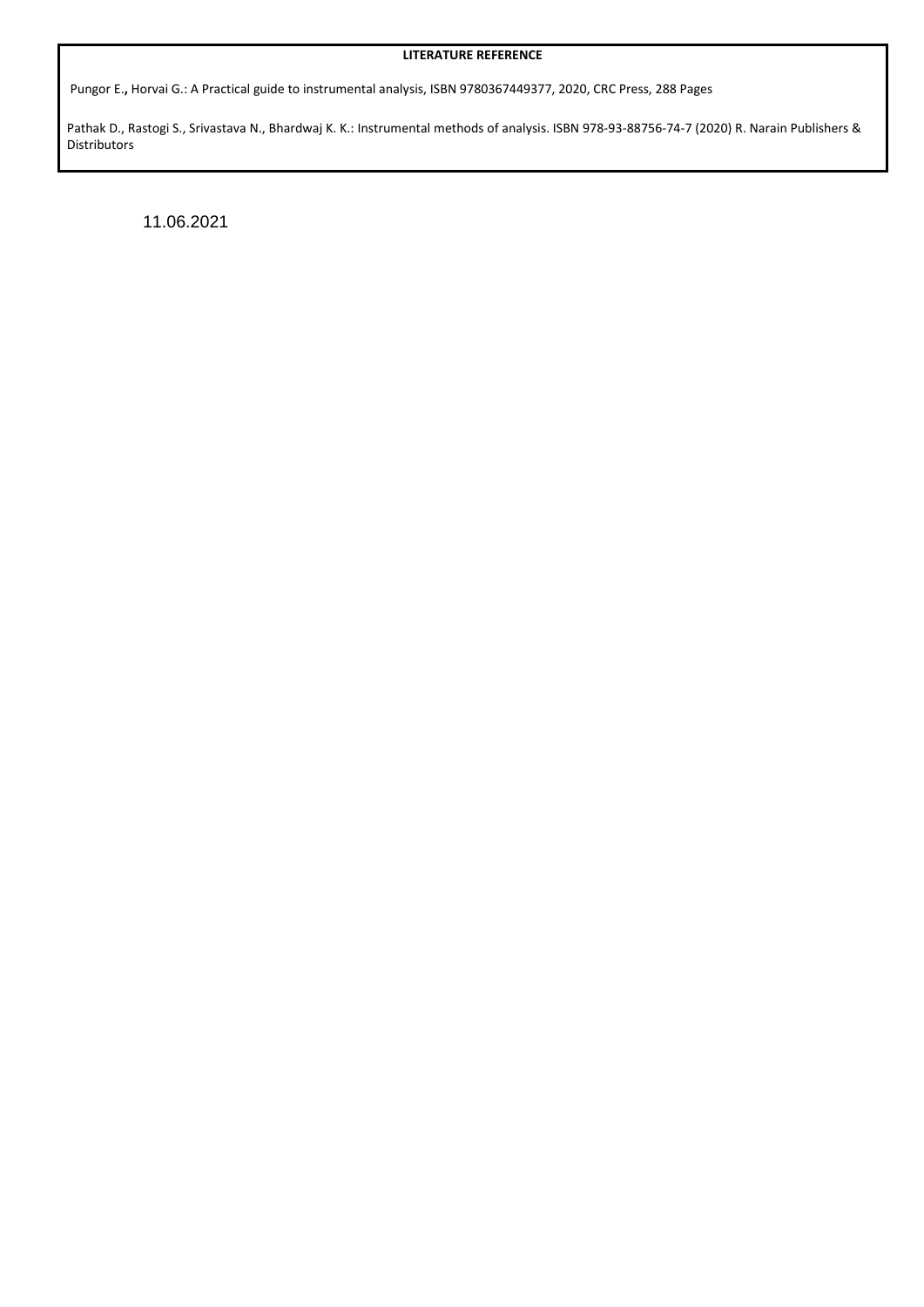**LITERATURE REFERENCE**

Pungor E.**,** Horvai G.: A Practical guide to instrumental analysis, ISBN 9780367449377, 2020, CRC Press, 288 Pages

Pathak D., Rastogi S., Srivastava N., Bhardwaj K. K.: Instrumental methods of analysis. ISBN 978-93-88756-74-7 (2020) R. Narain Publishers & Distributors

11.06.2021